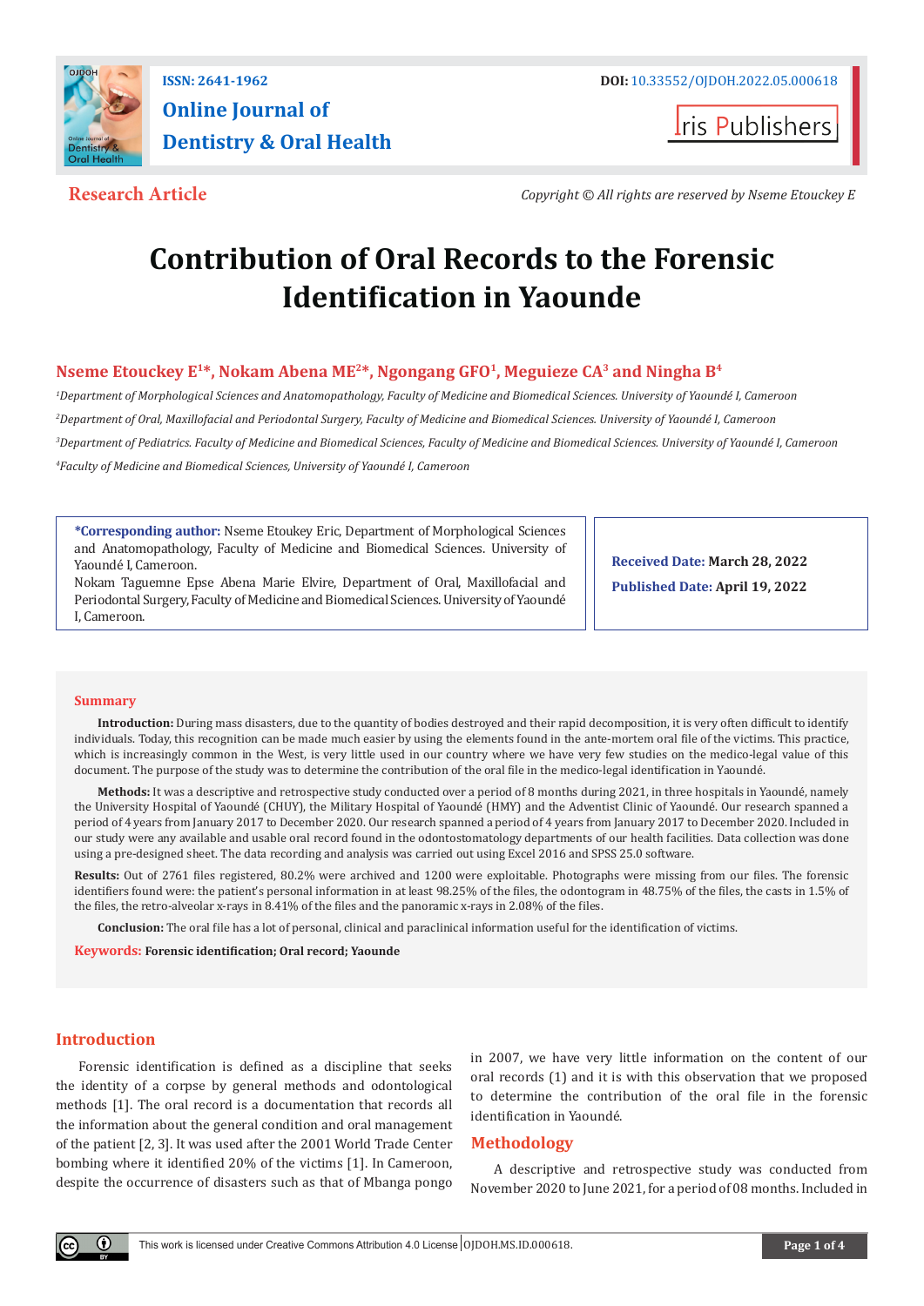Research Article

Copyright © All rights are reserved by Nseme Etouckey E

# Contribution of Oral Records to the Forensic Identification in Yaounde

**Nseme Etouckey E[1]*, Nokam Abena ME[2]*, Ngongang GFO[1], Meguieze CA[3] and Ningha B[4]**

[1]*Department of Morphological Sciences and Anatomopathology, Faculty of Medicine and Biomedical Sciences. University of Yaoundé I, Cameroon*

[2]*Department of Oral, Maxillofacial and Periodontal Surgery, Faculty of Medicine and Biomedical Sciences. University of Yaoundé I, Cameroon*

[3]*Department of Pediatrics. Faculty of Medicine and Biomedical Sciences, Faculty of Medicine and Biomedical Sciences. University of Yaoundé I, Cameroon*

[4]*Faculty of Medicine and Biomedical Sciences, University of Yaoundé I, Cameroon*

**\*Corresponding author:** Nseme Etoukey Eric, Department of Morphological Sciences and Anatomopathology, Faculty of Medicine and Biomedical Sciences. University of Yaoundé I, Cameroon.
Nokam Taguemne Epse Abena Marie Elvire, Department of Oral, Maxillofacial and Periodontal Surgery, Faculty of Medicine and Biomedical Sciences. University of Yaoundé I, Cameroon.

**Received Date:** March 28, 2022

**Published Date:** April 19, 2022

## Summary

**Introduction:** During mass disasters, due to the quantity of bodies destroyed and their rapid decomposition, it is very often difficult to identify individuals. Today, this recognition can be made much easier by using the elements found in the ante-mortem oral file of the victims. This practice, which is increasingly common in the West, is very little used in our country where we have very few studies on the medico-legal value of this document. The purpose of the study was to determine the contribution of the oral file in the medico-legal identification in Yaoundé.

**Methods:** It was a descriptive and retrospective study conducted over a period of 8 months during 2021, in three hospitals in Yaoundé, namely the University Hospital of Yaoundé (CHUY), the Military Hospital of Yaoundé (HMY) and the Adventist Clinic of Yaoundé. Our research spanned a period of 4 years from January 2017 to December 2020. Our research spanned a period of 4 years from January 2017 to December 2020. Included in our study were any available and usable oral record found in the odontostomatology departments of our health facilities. Data collection was done using a pre-designed sheet. The data recording and analysis was carried out using Excel 2016 and SPSS 25.0 software.

**Results:** Out of 2761 files registered, 80.2% were archived and 1200 were exploitable. Photographs were missing from our files. The forensic identifiers found were: the patient's personal information in at least 98.25% of the files, the odontogram in 48.75% of the files, the casts in 1.5% of the files, the retro-alveolar x-rays in 8.41% of the files and the panoramic x-rays in 2.08% of the files.

**Conclusion:** The oral file has a lot of personal, clinical and paraclinical information useful for the identification of victims.

**Keywords:** **Forensic identification; Oral record; Yaounde**

## Introduction

Forensic identification is defined as a discipline that seeks the identity of a corpse by general methods and odontological methods [1]. The oral record is a documentation that records all the information about the general condition and oral management of the patient [2, 3]. It was used after the 2001 World Trade Center bombing where it identified 20% of the victims [1]. In Cameroon, despite the occurrence of disasters such as that of Mbanga pongo in 2007, we have very little information on the content of our oral records (1) and it is with this observation that we proposed to determine the contribution of the oral file in the forensic identification in Yaoundé.

## Methodology

A descriptive and retrospective study was conducted from November 2020 to June 2021, for a period of 08 months. Included in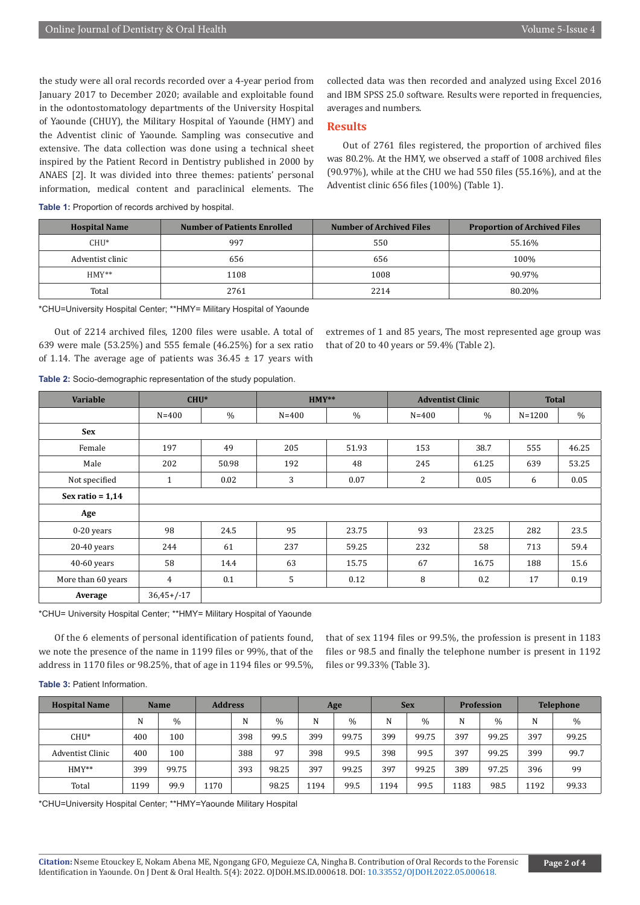the study were all oral records recorded over a 4-year period from January 2017 to December 2020; available and exploitable found in the odontostomatology departments of the University Hospital of Yaounde (CHUY), the Military Hospital of Yaounde (HMY) and the Adventist clinic of Yaounde. Sampling was consecutive and extensive. The data collection was done using a technical sheet inspired by the Patient Record in Dentistry published in 2000 by ANAES [2]. It was divided into three themes: patients' personal information, medical content and paraclinical elements. The collected data was then recorded and analyzed using Excel 2016 and IBM SPSS 25.0 software. Results were reported in frequencies, averages and numbers.

## Results

Out of 2761 files registered, the proportion of archived files was 80.2%. At the HMY, we observed a staff of 1008 archived files (90.97%), while at the CHU we had 550 files (55.16%), and at the Adventist clinic 656 files (100%) (Table 1).

**Table 1:** Proportion of records archived by hospital.

| Hospital Name | Number of Patients Enrolled | Number of Archived Files | Proportion of Archived Files |
|---|---|---|---|
| CHU* | 997 | 550 | 55.16% |
| Adventist clinic | 656 | 656 | 100% |
| HMY** | 1108 | 1008 | 90.97% |
| Total | 2761 | 2214 | 80.20% |

*CHU=University Hospital Center; **HMY= Military Hospital of Yaounde

Out of 2214 archived files, 1200 files were usable. A total of 639 were male (53.25%) and 555 female (46.25%) for a sex ratio of 1.14. The average age of patients was 36.45 ± 17 years with extremes of 1 and 85 years, The most represented age group was that of 20 to 40 years or 59.4% (Table 2).

**Table 2:** Socio-demographic representation of the study population.

| Variable | CHU* | | HMY** | | Adventist Clinic | | Total | |
|---|---|---|---|---|---|---|---|---|
| | N=400 | % | N=400 | % | N=400 | % | N=1200 | % |
| **Sex** | | | | | | | | |
| Female | 197 | 49 | 205 | 51.93 | 153 | 38.7 | 555 | 46.25 |
| Male | 202 | 50.98 | 192 | 48 | 245 | 61.25 | 639 | 53.25 |
| Not specified | 1 | 0.02 | 3 | 0.07 | 2 | 0.05 | 6 | 0.05 |
| **Sex ratio = 1,14** | | | | | | | | |
| **Age** | | | | | | | | |
| 0-20 years | 98 | 24.5 | 95 | 23.75 | 93 | 23.25 | 282 | 23.5 |
| 20-40 years | 244 | 61 | 237 | 59.25 | 232 | 58 | 713 | 59.4 |
| 40-60 years | 58 | 14.4 | 63 | 15.75 | 67 | 16.75 | 188 | 15.6 |
| More than 60 years | 4 | 0.1 | 5 | 0.12 | 8 | 0.2 | 17 | 0.19 |
| **Average** | 36,45+/-17 | | | | | | | |

*CHU= University Hospital Center; **HMY= Military Hospital of Yaounde

Of the 6 elements of personal identification of patients found, we note the presence of the name in 1199 files or 99%, that of the address in 1170 files or 98.25%, that of age in 1194 files or 99.5%, that of sex 1194 files or 99.5%, the profession is present in 1183 files or 98.5 and finally the telephone number is present in 1192 files or 99.33% (Table 3).

**Table 3:** Patient Information.

| Hospital Name | Name | | Address | | | Age | | Sex | | Profession | | Telephone | |
|---|---|---|---|---|---|---|---|---|---|---|---|---|---|
| | N | % | | N | % | N | % | N | % | N | % | N | % |
| CHU* | 400 | 100 | | 398 | 99.5 | 399 | 99.75 | 399 | 99.75 | 397 | 99.25 | 397 | 99.25 |
| Adventist Clinic | 400 | 100 | | 388 | 97 | 398 | 99.5 | 398 | 99.5 | 397 | 99.25 | 399 | 99.7 |
| HMY** | 399 | 99.75 | | 393 | 98.25 | 397 | 99.25 | 397 | 99.25 | 389 | 97.25 | 396 | 99 |
| Total | 1199 | 99.9 | 1170 | | 98.25 | 1194 | 99.5 | 1194 | 99.5 | 1183 | 98.5 | 1192 | 99.33 |

*CHU=University Hospital Center; **HMY=Yaounde Military Hospital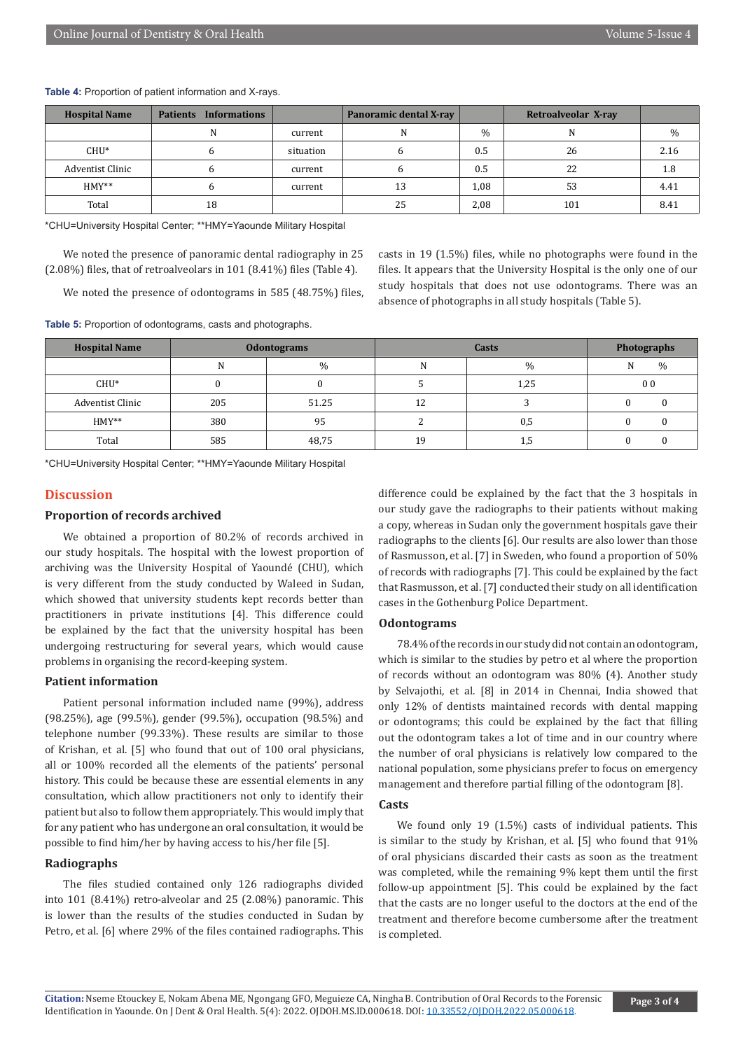**Table 4:** Proportion of patient information and X-rays.

| Hospital Name | Patients Informations | | Panoramic dental X-ray | | Retroalveolar X-ray | |
|---|---|---|---|---|---|---|
| | N | current | N | % | N | % |
| CHU* | 6 | situation | 6 | 0.5 | 26 | 2.16 |
| Adventist Clinic | 6 | current | 6 | 0.5 | 22 | 1.8 |
| HMY** | 6 | current | 13 | 1,08 | 53 | 4.41 |
| Total | 18 | | 25 | 2,08 | 101 | 8.41 |

*CHU=University Hospital Center; **HMY=Yaounde Military Hospital

We noted the presence of panoramic dental radiography in 25 (2.08%) files, that of retroalveolars in 101 (8.41%) files (Table 4).

We noted the presence of odontograms in 585 (48.75%) files, casts in 19 (1.5%) files, while no photographs were found in the files. It appears that the University Hospital is the only one of our study hospitals that does not use odontograms. There was an absence of photographs in all study hospitals (Table 5).

**Table 5:** Proportion of odontograms, casts and photographs.

| Hospital Name | Odontograms | | Casts | | Photographs | |
|---|---|---|---|---|---|---|
| | N | % | N | % | N | % |
| CHU* | 0 | 0 | 5 | 1,25 | 0 | 0 |
| Adventist Clinic | 205 | 51.25 | 12 | 3 | 0 | 0 |
| HMY** | 380 | 95 | 2 | 0,5 | 0 | 0 |
| Total | 585 | 48,75 | 19 | 1,5 | 0 | 0 |

*CHU=University Hospital Center; **HMY=Yaounde Military Hospital

## Discussion

### Proportion of records archived

We obtained a proportion of 80.2% of records archived in our study hospitals. The hospital with the lowest proportion of archiving was the University Hospital of Yaoundé (CHU), which is very different from the study conducted by Waleed in Sudan, which showed that university students kept records better than practitioners in private institutions [4]. This difference could be explained by the fact that the university hospital has been undergoing restructuring for several years, which would cause problems in organising the record-keeping system.

### Patient information

Patient personal information included name (99%), address (98.25%), age (99.5%), gender (99.5%), occupation (98.5%) and telephone number (99.33%). These results are similar to those of Krishan, et al. [5] who found that out of 100 oral physicians, all or 100% recorded all the elements of the patients' personal history. This could be because these are essential elements in any consultation, which allow practitioners not only to identify their patient but also to follow them appropriately. This would imply that for any patient who has undergone an oral consultation, it would be possible to find him/her by having access to his/her file [5].

### Radiographs

The files studied contained only 126 radiographs divided into 101 (8.41%) retro-alveolar and 25 (2.08%) panoramic. This is lower than the results of the studies conducted in Sudan by Petro, et al. [6] where 29% of the files contained radiographs. This difference could be explained by the fact that the 3 hospitals in our study gave the radiographs to their patients without making a copy, whereas in Sudan only the government hospitals gave their radiographs to the clients [6]. Our results are also lower than those of Rasmusson, et al. [7] in Sweden, who found a proportion of 50% of records with radiographs [7]. This could be explained by the fact that Rasmusson, et al. [7] conducted their study on all identification cases in the Gothenburg Police Department.

### Odontograms

78.4% of the records in our study did not contain an odontogram, which is similar to the studies by petro et al where the proportion of records without an odontogram was 80% (4). Another study by Selvajothi, et al. [8] in 2014 in Chennai, India showed that only 12% of dentists maintained records with dental mapping or odontograms; this could be explained by the fact that filling out the odontogram takes a lot of time and in our country where the number of oral physicians is relatively low compared to the national population, some physicians prefer to focus on emergency management and therefore partial filling of the odontogram [8].

### Casts

We found only 19 (1.5%) casts of individual patients. This is similar to the study by Krishan, et al. [5] who found that 91% of oral physicians discarded their casts as soon as the treatment was completed, while the remaining 9% kept them until the first follow-up appointment [5]. This could be explained by the fact that the casts are no longer useful to the doctors at the end of the treatment and therefore become cumbersome after the treatment is completed.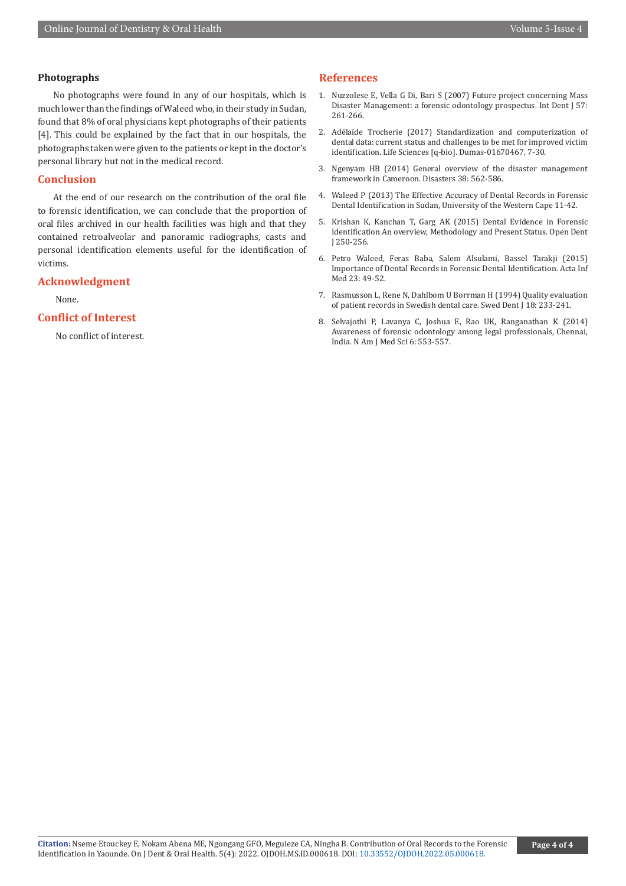### Photographs

No photographs were found in any of our hospitals, which is much lower than the findings of Waleed who, in their study in Sudan, found that 8% of oral physicians kept photographs of their patients [4]. This could be explained by the fact that in our hospitals, the photographs taken were given to the patients or kept in the doctor's personal library but not in the medical record.

## Conclusion

At the end of our research on the contribution of the oral file to forensic identification, we can conclude that the proportion of oral files archived in our health facilities was high and that they contained retroalveolar and panoramic radiographs, casts and personal identification elements useful for the identification of victims.

## Acknowledgment

None.

## Conflict of Interest

No conflict of interest.

## References

1. Nuzzolese E, Vella G Di, Bari S (2007) Future project concerning Mass Disaster Management: a forensic odontology prospectus. Int Dent J 57: 261-266.
2. Adélaïde Trocherie (2017) Standardization and computerization of dental data: current status and challenges to be met for improved victim identification. Life Sciences [q-bio]. Dumas-01670467, 7-30.
3. Ngenyam HB (2014) General overview of the disaster management framework in Cameroon. Disasters 38: 562-586.
4. Waleed P (2013) The Effective Accuracy of Dental Records in Forensic Dental Identification in Sudan, University of the Western Cape 11-42.
5. Krishan K, Kanchan T, Garg AK (2015) Dental Evidence in Forensic Identification An overview, Methodology and Present Status. Open Dent J 250-256.
6. Petro Waleed, Feras Baba, Salem Alsulami, Bassel Tarakji (2015) Importance of Dental Records in Forensic Dental Identification. Acta Inf Med 23: 49-52.
7. Rasmusson L, Rene N, Dahlbom U Borrman H (1994) Quality evaluation of patient records in Swedish dental care. Swed Dent J 18: 233-241.
8. Selvajothi P, Lavanya C, Joshua E, Rao UK, Ranganathan K (2014) Awareness of forensic odontology among legal professionals, Chennai, India. N Am J Med Sci 6: 553-557.